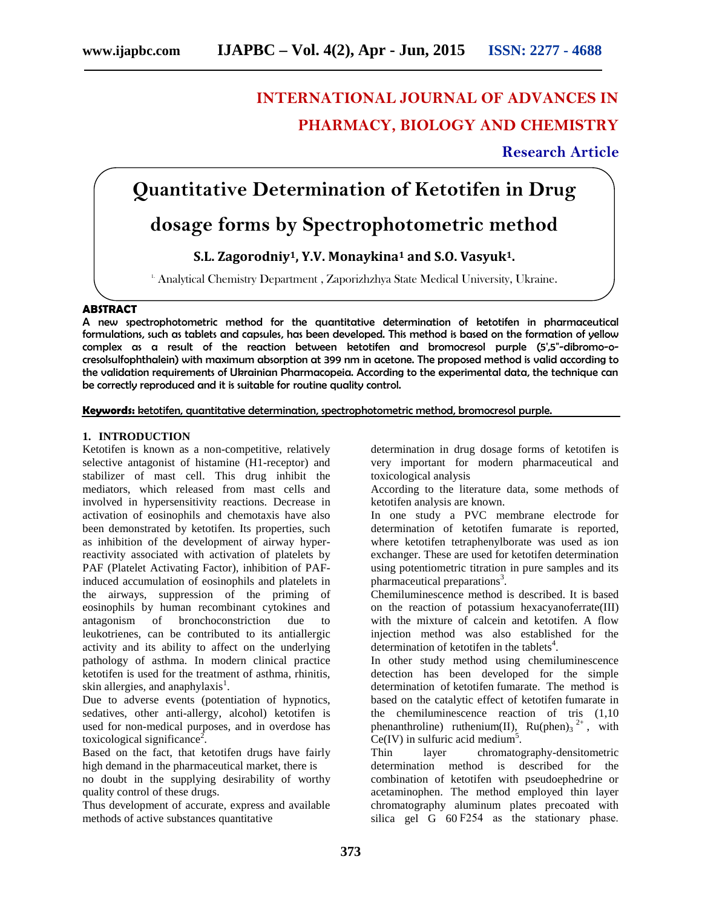# INTERNATIONAL JOURNAL OF ADVANCES IN PHARMACY, BIOLOGY AND CHEMISTRY

**Research Article**

# Quantitative Determination of Ketotifen in Drug dosage forms by Spectrophotometric method

**S.L. Zagorodniy[1], Y.V. Monaykina[1] and S.O. Vasyuk[1].**

[1.] Analytical Chemistry Department , Zaporizhzhya State Medical University, Ukraine.

## ABSTRACT

**A new spectrophotometric method for the quantitative determination of ketotifen in pharmaceutical formulations, such as tablets and capsules, has been developed. This method is based on the formation of yellow complex as a result of the reaction between ketotifen and bromocresol purple (5',5"-dibromo-o-cresolsulfophthalein) with maximum absorption at 399 nm in acetone. The proposed method is valid according to the validation requirements of Ukrainian Pharmacopeia. According to the experimental data, the technique can be correctly reproduced and it is suitable for routine quality control.**

**Keywords:** ketotifen, quantitative determination, spectrophotometric method, bromocresol purple.

## 1. INTRODUCTION

Ketotifen is known as a non-competitive, relatively selective antagonist of histamine (H1-receptor) and stabilizer of mast cell. This drug inhibit the mediators, which released from mast cells and involved in hypersensitivity reactions. Decrease in activation of eosinophils and chemotaxis have also been demonstrated by ketotifen. Its properties, such as inhibition of the development of airway hyper-reactivity associated with activation of platelets by PAF (Platelet Activating Factor), inhibition of PAF-induced accumulation of eosinophils and platelets in the airways, suppression of the priming of eosinophils by human recombinant cytokines and antagonism of bronchoconstriction due to leukotrienes, can be contributed to its antiallergic activity and its ability to affect on the underlying pathology of asthma. In modern clinical practice ketotifen is used for the treatment of asthma, rhinitis, skin allergies, and anaphylaxis[1].

Due to adverse events (potentiation of hypnotics, sedatives, other anti-allergy, alcohol) ketotifen is used for non-medical purposes, and in overdose has toxicological significance[2].

Based on the fact, that ketotifen drugs have fairly high demand in the pharmaceutical market, there is no doubt in the supplying desirability of worthy quality control of these drugs.

Thus development of accurate, express and available methods of active substances quantitative determination in drug dosage forms of ketotifen is very important for modern pharmaceutical and toxicological analysis

According to the literature data, some methods of ketotifen analysis are known.

In one study a PVC membrane electrode for determination of ketotifen fumarate is reported, where ketotifen tetraphenylborate was used as ion exchanger. These are used for ketotifen determination using potentiometric titration in pure samples and its pharmaceutical preparations[3].

Chemiluminescence method is described. It is based on the reaction of potassium hexacyanoferrate(III) with the mixture of calcein and ketotifen. A flow injection method was also established for the determination of ketotifen in the tablets[4].

In other study method using chemiluminescence detection has been developed for the simple determination of ketotifen fumarate. The method is based on the catalytic effect of ketotifen fumarate in the chemiluminescence reaction of tris (1,10 phenanthroline) ruthenium(II), $Ru(phen)_3^{2+}$, with Ce(IV) in sulfuric acid medium[5].

Thin layer chromatography-densitometric determination method is described for the combination of ketotifen with pseudoephedrine or acetaminophen. The method employed thin layer chromatography aluminum plates precoated with silica gel G 60 F254 as the stationary phase.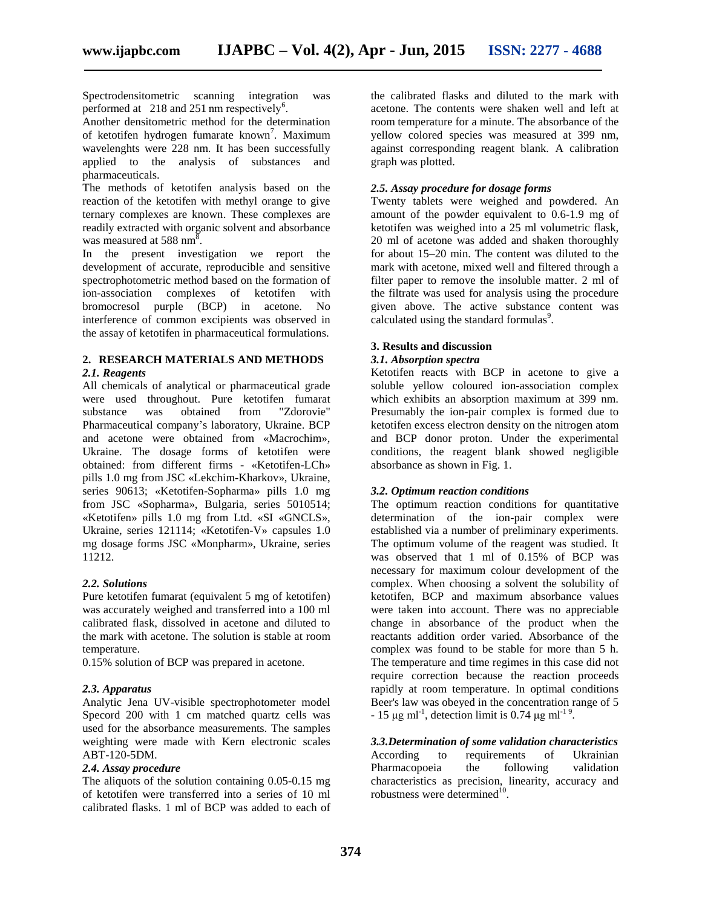Spectrodensitometric scanning integration was performed at 218 and 251 nm respectively[6].

Another densitometric method for the determination of ketotifen hydrogen fumarate known[7]. Maximum wavelenghts were 228 nm. It has been successfully applied to the analysis of substances and pharmaceuticals.

The methods of ketotifen analysis based on the reaction of the ketotifen with methyl orange to give ternary complexes are known. These complexes are readily extracted with organic solvent and absorbance was measured at 588 nm[8].

In the present investigation we report the development of accurate, reproducible and sensitive spectrophotometric method based on the formation of ion-association complexes of ketotifen with bromocresol purple (BCP) in acetone. No interference of common excipients was observed in the assay of ketotifen in pharmaceutical formulations.

## 2. RESEARCH MATERIALS AND METHODS

### *2.1. Reagents*

All chemicals of analytical or pharmaceutical grade were used throughout. Pure ketotifen fumarat substance was obtained from "Zdorovie" Pharmaceutical company's laboratory, Ukraine. BCP and acetone were obtained from «Macrochim», Ukraine. The dosage forms of ketotifen were obtained: from different firms - «Ketotifen-LCh» pills 1.0 mg from JSC «Lekchim-Kharkov», Ukraine, series 90613; «Ketotifen-Sopharma» pills 1.0 mg from JSC «Sopharma», Bulgaria, series 5010514; «Ketotifen» pills 1.0 mg from Ltd. «SI «GNCLS», Ukraine, series 121114; «Ketotifen-V» capsules 1.0 mg dosage forms JSC «Monpharm», Ukraine, series 11212.

### *2.2. Solutions*

Pure ketotifen fumarat (equivalent 5 mg of ketotifen) was accurately weighed and transferred into a 100 ml calibrated flask, dissolved in acetone and diluted to the mark with acetone. The solution is stable at room temperature.

0.15% solution of BCP was prepared in acetone.

### *2.3. Apparatus*

Analytic Jena UV-visible spectrophotometer model Specord 200 with 1 cm matched quartz cells was used for the absorbance measurements. The samples weighting were made with Kern electronic scales ABT-120-5DM.

### *2.4. Assay procedure*

The aliquots of the solution containing 0.05-0.15 mg of ketotifen were transferred into a series of 10 ml calibrated flasks. 1 ml of BCP was added to each of the calibrated flasks and diluted to the mark with acetone. The contents were shaken well and left at room temperature for a minute. The absorbance of the yellow colored species was measured at 399 nm, against corresponding reagent blank. A calibration graph was plotted.

### *2.5. Assay procedure for dosage forms*

Twenty tablets were weighed and powdered. An amount of the powder equivalent to 0.6-1.9 mg of ketotifen was weighed into a 25 ml volumetric flask, 20 ml of acetone was added and shaken thoroughly for about 15–20 min. The content was diluted to the mark with acetone, mixed well and filtered through a filter paper to remove the insoluble matter. 2 ml of the filtrate was used for analysis using the procedure given above. The active substance content was calculated using the standard formulas[9].

## 3. Results and discussion

### *3.1. Absorption spectra*

Ketotifen reacts with BCP in acetone to give a soluble yellow coloured ion-association complex which exhibits an absorption maximum at 399 nm. Presumably the ion-pair complex is formed due to ketotifen excess electron density on the nitrogen atom and BCP donor proton. Under the experimental conditions, the reagent blank showed negligible absorbance as shown in Fig. 1.

### *3.2. Optimum reaction conditions*

The optimum reaction conditions for quantitative determination of the ion-pair complex were established via a number of preliminary experiments. The optimum volume of the reagent was studied. It was observed that 1 ml of 0.15% of BCP was necessary for maximum colour development of the complex. When choosing a solvent the solubility of ketotifen, BCP and maximum absorbance values were taken into account. There was no appreciable change in absorbance of the product when the reactants addition order varied. Absorbance of the complex was found to be stable for more than 5 h. The temperature and time regimes in this case did not require correction because the reaction proceeds rapidly at room temperature. In optimal conditions Beer's law was obeyed in the concentration range of 5 - 15 μg ml$^{-1}$, detection limit is 0.74 μg ml$^{-1}$ [9].

### *3.3.Determination of some validation characteristics*

According to requirements of Ukrainian Pharmacopoeia the following validation characteristics as precision, linearity, accuracy and robustness were determined[10].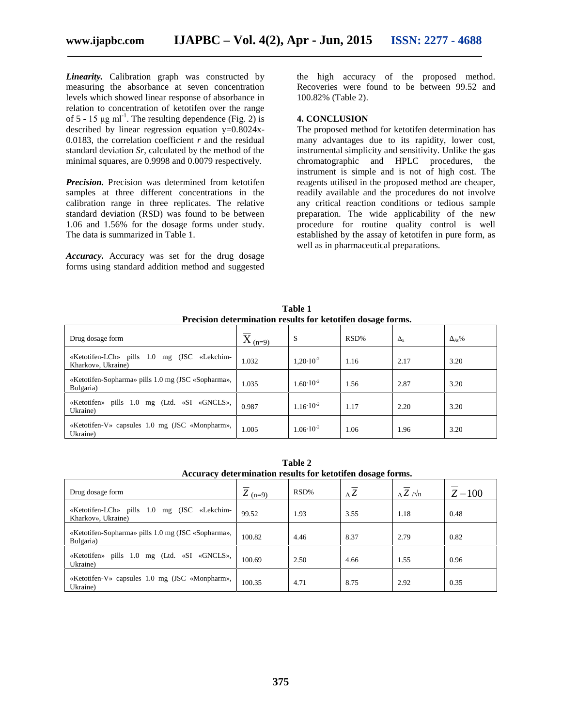***Linearity.*** Calibration graph was constructed by measuring the absorbance at seven concentration levels which showed linear response of absorbance in relation to concentration of ketotifen over the range of 5 - 15 μg $ml^{-1}$. The resulting dependence (Fig. 2) is described by linear regression equation y=0.8024x-0.0183, the correlation coefficient $r$ and the residual standard deviation $Sr$, calculated by the method of the minimal squares, are 0.9998 and 0.0079 respectively.

***Precision.*** Precision was determined from ketotifen samples at three different concentrations in the calibration range in three replicates. The relative standard deviation (RSD) was found to be between 1.06 and 1.56% for the dosage forms under study. The data is summarized in Table 1.

***Accuracy.*** Accuracy was set for the drug dosage forms using standard addition method and suggested the high accuracy of the proposed method. Recoveries were found to be between 99.52 and 100.82% (Table 2).

## 4. CONCLUSION

The proposed method for ketotifen determination has many advantages due to its rapidity, lower cost, instrumental simplicity and sensitivity. Unlike the gas chromatographic and HPLC procedures, the instrument is simple and is not of high cost. The reagents utilised in the proposed method are cheaper, readily available and the procedures do not involve any critical reaction conditions or tedious sample preparation. The wide applicability of the new procedure for routine quality control is well established by the assay of ketotifen in pure form, as well as in pharmaceutical preparations.

**Table 1**
**Precision determination results for ketotifen dosage forms.**

| Drug dosage form | $\overline{X}_{(n=9)}$ | S | RSD% | $\Delta_x$ | $\Delta_{As}$% |
|---|---|---|---|---|---|
| «Ketotifen-LCh» pills 1.0 mg (JSC «Lekchim-Kharkov», Ukraine) | 1.032 | $1{,}20 \cdot 10^{-2}$ | 1.16 | 2.17 | 3.20 |
| «Ketotifen-Sopharma» pills 1.0 mg (JSC «Sopharma», Bulgaria) | 1.035 | $1.60 \cdot 10^{-2}$ | 1.56 | 2.87 | 3.20 |
| «Ketotifen» pills 1.0 mg (Ltd. «SI «GNCLS», Ukraine) | 0.987 | $1.16 \cdot 10^{-2}$ | 1.17 | 2.20 | 3.20 |
| «Ketotifen-V» capsules 1.0 mg (JSC «Monpharm», Ukraine) | 1.005 | $1.06 \cdot 10^{-2}$ | 1.06 | 1.96 | 3.20 |

**Table 2**
**Accuracy determination results for ketotifen dosage forms.**

| Drug dosage form | $\overline{Z}_{(n=9)}$ | RSD% | $\Delta\overline{Z}$ | $\Delta\overline{Z}/\sqrt{n}$ | $\overline{Z}-100$ |
|---|---|---|---|---|---|
| «Ketotifen-LCh» pills 1.0 mg (JSC «Lekchim-Kharkov», Ukraine) | 99.52 | 1.93 | 3.55 | 1.18 | 0.48 |
| «Ketotifen-Sopharma» pills 1.0 mg (JSC «Sopharma», Bulgaria) | 100.82 | 4.46 | 8.37 | 2.79 | 0.82 |
| «Ketotifen» pills 1.0 mg (Ltd. «SI «GNCLS», Ukraine) | 100.69 | 2.50 | 4.66 | 1.55 | 0.96 |
| «Ketotifen-V» capsules 1.0 mg (JSC «Monpharm», Ukraine) | 100.35 | 4.71 | 8.75 | 2.92 | 0.35 |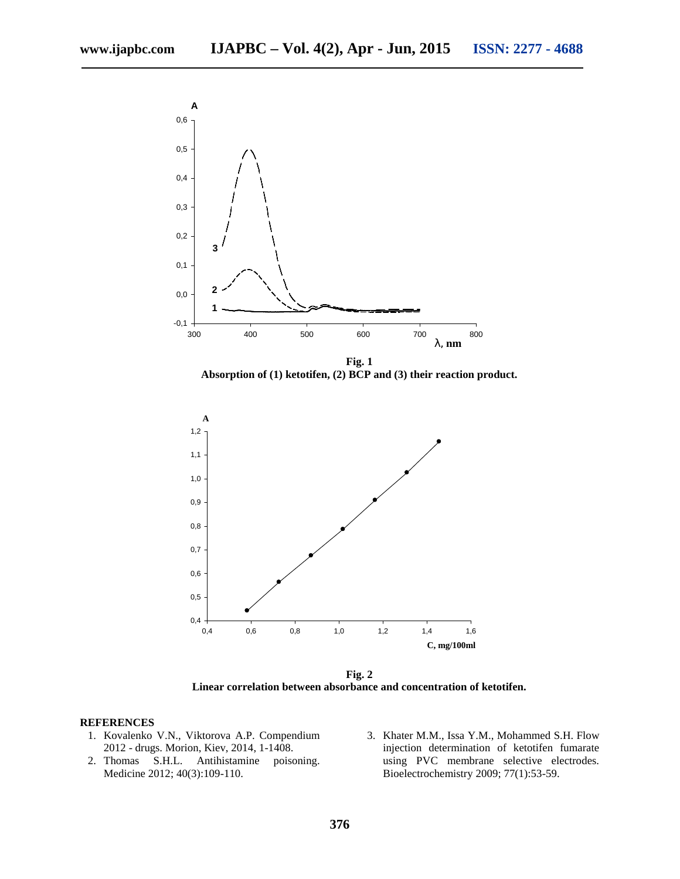**Fig. 1**
**Absorption of (1) ketotifen, (2) BCP and (3) their reaction product.**

**Fig. 2**
**Linear correlation between absorbance and concentration of ketotifen.**

## REFERENCES

1. Kovalenko V.N., Viktorova A.P. Compendium 2012 - drugs. Morion, Kiev, 2014, 1-1408.
2. Thomas S.H.L. Antihistamine poisoning. Medicine 2012; 40(3):109-110.
3. Khater M.M., Issa Y.M., Mohammed S.H. Flow injection determination of ketotifen fumarate using PVC membrane selective electrodes. Bioelectrochemistry 2009; 77(1):53-59.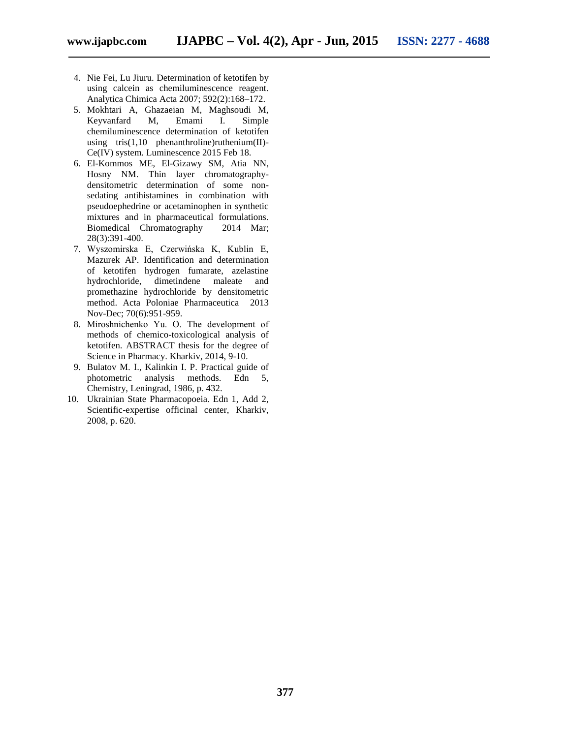4. Nie Fei, Lu Jiuru. Determination of ketotifen by using calcein as chemiluminescence reagent. Analytica Chimica Acta 2007; 592(2):168–172.
5. Mokhtari A, Ghazaeian M, Maghsoudi M, Keyvanfard M, Emami I. Simple chemiluminescence determination of ketotifen using tris(1,10 phenanthroline)ruthenium(II)-Ce(IV) system. Luminescence 2015 Feb 18.
6. El-Kommos ME, El-Gizawy SM, Atia NN, Hosny NM. Thin layer chromatography-densitometric determination of some non-sedating antihistamines in combination with pseudoephedrine or acetaminophen in synthetic mixtures and in pharmaceutical formulations. Biomedical Chromatography 2014 Mar; 28(3):391-400.
7. Wyszomirska E, Czerwińska K, Kublin E, Mazurek AP. Identification and determination of ketotifen hydrogen fumarate, azelastine hydrochloride, dimetindene maleate and promethazine hydrochloride by densitometric method. Acta Poloniae Pharmaceutica 2013 Nov-Dec; 70(6):951-959.
8. Miroshnichenko Yu. O. The development of methods of chemico-toxicological analysis of ketotifen. ABSTRACT thesis for the degree of Science in Pharmacy. Kharkiv, 2014, 9-10.
9. Bulatov M. I., Kalinkin I. P. Practical guide of photometric analysis methods. Edn 5, Chemistry, Leningrad, 1986, p. 432.
10. Ukrainian State Pharmacopoeia. Edn 1, Add 2, Scientific-expertise officinal center, Kharkiv, 2008, p. 620.